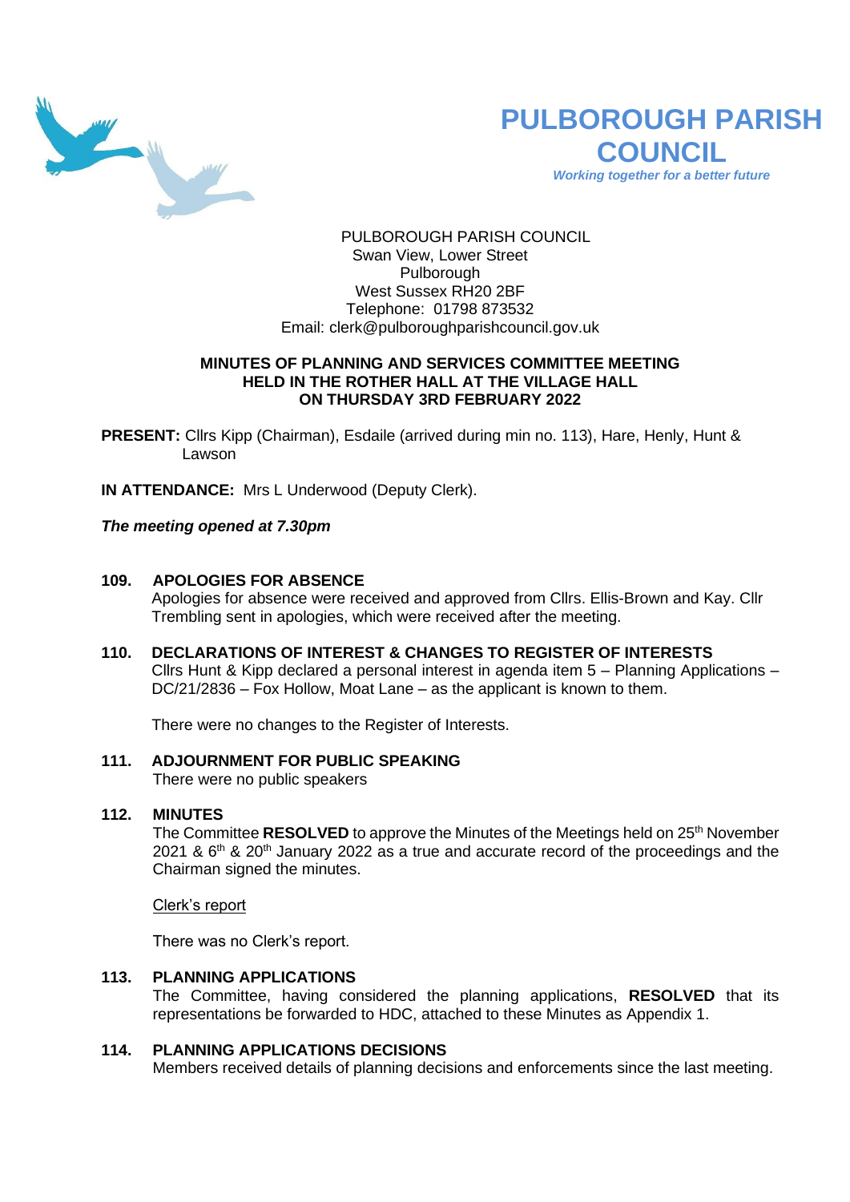# PULBOROUGH PARISH COUNCIL

*Working together for a better future*

PULBOROUGH PARISH COUNCIL
Swan View, Lower Street
Pulborough
West Sussex RH20 2BF
Telephone: 01798 873532
Email: clerk@pulboroughparishcouncil.gov.uk

**MINUTES OF PLANNING AND SERVICES COMMITTEE MEETING**
**HELD IN THE ROTHER HALL AT THE VILLAGE HALL**
**ON THURSDAY 3RD FEBRUARY 2022**

**PRESENT:** Cllrs Kipp (Chairman), Esdaile (arrived during min no. 113), Hare, Henly, Hunt & Lawson

**IN ATTENDANCE:** Mrs L Underwood (Deputy Clerk).

***The meeting opened at 7.30pm***

**109. APOLOGIES FOR ABSENCE**

Apologies for absence were received and approved from Cllrs. Ellis-Brown and Kay. Cllr Trembling sent in apologies, which were received after the meeting.

**110. DECLARATIONS OF INTEREST & CHANGES TO REGISTER OF INTERESTS**

Cllrs Hunt & Kipp declared a personal interest in agenda item 5 – Planning Applications – DC/21/2836 – Fox Hollow, Moat Lane – as the applicant is known to them.

There were no changes to the Register of Interests.

**111. ADJOURNMENT FOR PUBLIC SPEAKING**

There were no public speakers

**112. MINUTES**

The Committee **RESOLVED** to approve the Minutes of the Meetings held on 25th November 2021 & 6th & 20th January 2022 as a true and accurate record of the proceedings and the Chairman signed the minutes.

Clerk's report

There was no Clerk's report.

**113. PLANNING APPLICATIONS**

The Committee, having considered the planning applications, **RESOLVED** that its representations be forwarded to HDC, attached to these Minutes as Appendix 1.

**114. PLANNING APPLICATIONS DECISIONS**

Members received details of planning decisions and enforcements since the last meeting.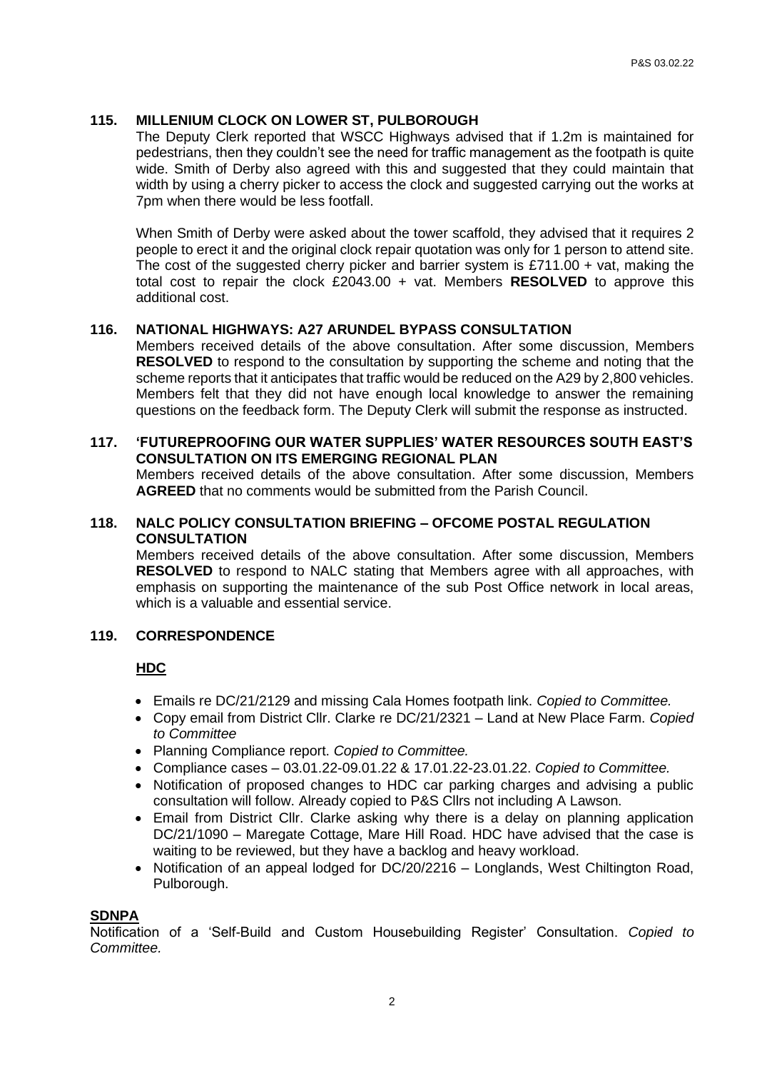## 115. MILLENIUM CLOCK ON LOWER ST, PULBOROUGH

The Deputy Clerk reported that WSCC Highways advised that if 1.2m is maintained for pedestrians, then they couldn't see the need for traffic management as the footpath is quite wide. Smith of Derby also agreed with this and suggested that they could maintain that width by using a cherry picker to access the clock and suggested carrying out the works at 7pm when there would be less footfall.

When Smith of Derby were asked about the tower scaffold, they advised that it requires 2 people to erect it and the original clock repair quotation was only for 1 person to attend site. The cost of the suggested cherry picker and barrier system is £711.00 + vat, making the total cost to repair the clock £2043.00 + vat. Members **RESOLVED** to approve this additional cost.

## 116. NATIONAL HIGHWAYS: A27 ARUNDEL BYPASS CONSULTATION

Members received details of the above consultation. After some discussion, Members **RESOLVED** to respond to the consultation by supporting the scheme and noting that the scheme reports that it anticipates that traffic would be reduced on the A29 by 2,800 vehicles. Members felt that they did not have enough local knowledge to answer the remaining questions on the feedback form. The Deputy Clerk will submit the response as instructed.

## 117. 'FUTUREPROOFING OUR WATER SUPPLIES' WATER RESOURCES SOUTH EAST'S CONSULTATION ON ITS EMERGING REGIONAL PLAN

Members received details of the above consultation. After some discussion, Members **AGREED** that no comments would be submitted from the Parish Council.

## 118. NALC POLICY CONSULTATION BRIEFING – OFCOME POSTAL REGULATION CONSULTATION

Members received details of the above consultation. After some discussion, Members **RESOLVED** to respond to NALC stating that Members agree with all approaches, with emphasis on supporting the maintenance of the sub Post Office network in local areas, which is a valuable and essential service.

## 119. CORRESPONDENCE

**HDC**

- Emails re DC/21/2129 and missing Cala Homes footpath link. *Copied to Committee.*
- Copy email from District Cllr. Clarke re DC/21/2321 – Land at New Place Farm. *Copied to Committee*
- Planning Compliance report. *Copied to Committee.*
- Compliance cases – 03.01.22-09.01.22 & 17.01.22-23.01.22. *Copied to Committee.*
- Notification of proposed changes to HDC car parking charges and advising a public consultation will follow. Already copied to P&S Cllrs not including A Lawson.
- Email from District Cllr. Clarke asking why there is a delay on planning application DC/21/1090 – Maregate Cottage, Mare Hill Road. HDC have advised that the case is waiting to be reviewed, but they have a backlog and heavy workload.
- Notification of an appeal lodged for DC/20/2216 – Longlands, West Chiltington Road, Pulborough.

**SDNPA**

Notification of a 'Self-Build and Custom Housebuilding Register' Consultation. *Copied to Committee.*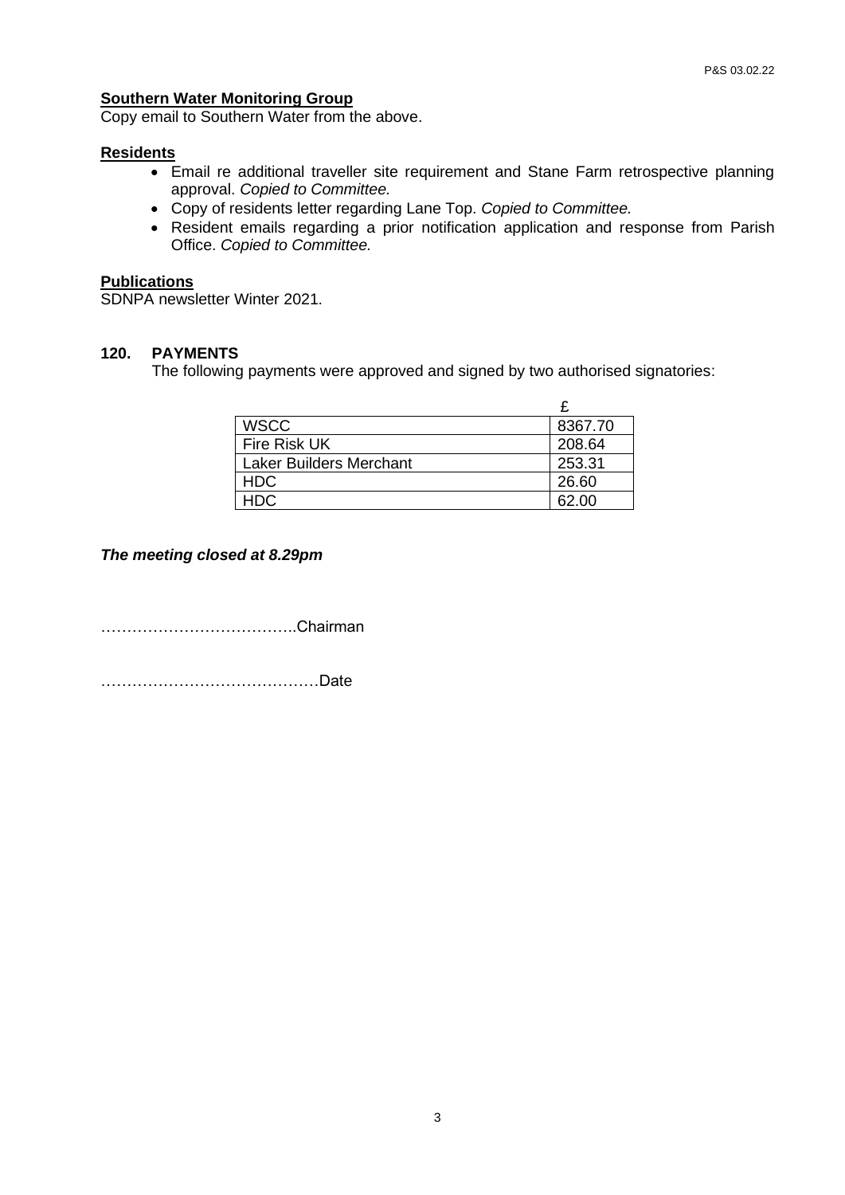**Southern Water Monitoring Group**

Copy email to Southern Water from the above.

**Residents**

- Email re additional traveller site requirement and Stane Farm retrospective planning approval. *Copied to Committee.*
- Copy of residents letter regarding Lane Top. *Copied to Committee.*
- Resident emails regarding a prior notification application and response from Parish Office. *Copied to Committee.*

**Publications**

SDNPA newsletter Winter 2021.

## 120. PAYMENTS

The following payments were approved and signed by two authorised signatories:

| | £ |
|---|---|
| WSCC | 8367.70 |
| Fire Risk UK | 208.64 |
| Laker Builders Merchant | 253.31 |
| HDC | 26.60 |
| HDC | 62.00 |

***The meeting closed at 8.29pm***

………………………………..Chairman

……………………………………Date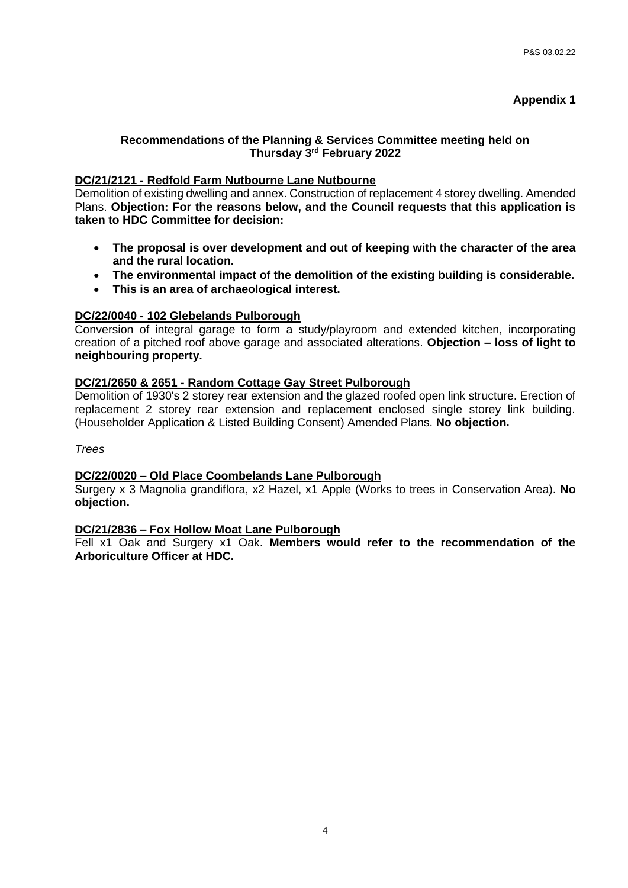**Appendix 1**

**Recommendations of the Planning & Services Committee meeting held on Thursday 3rd February 2022**

**DC/21/2121 - Redfold Farm Nutbourne Lane Nutbourne**

Demolition of existing dwelling and annex. Construction of replacement 4 storey dwelling. Amended Plans. **Objection: For the reasons below, and the Council requests that this application is taken to HDC Committee for decision:**

- **The proposal is over development and out of keeping with the character of the area and the rural location.**
- **The environmental impact of the demolition of the existing building is considerable.**
- **This is an area of archaeological interest.**

**DC/22/0040 - 102 Glebelands Pulborough**

Conversion of integral garage to form a study/playroom and extended kitchen, incorporating creation of a pitched roof above garage and associated alterations. **Objection – loss of light to neighbouring property.**

**DC/21/2650 & 2651 - Random Cottage Gay Street Pulborough**

Demolition of 1930's 2 storey rear extension and the glazed roofed open link structure. Erection of replacement 2 storey rear extension and replacement enclosed single storey link building. (Householder Application & Listed Building Consent) Amended Plans. **No objection.**

*Trees*

**DC/22/0020 – Old Place Coombelands Lane Pulborough**

Surgery x 3 Magnolia grandiflora, x2 Hazel, x1 Apple (Works to trees in Conservation Area). **No objection.**

**DC/21/2836 – Fox Hollow Moat Lane Pulborough**

Fell x1 Oak and Surgery x1 Oak. **Members would refer to the recommendation of the Arboriculture Officer at HDC.**